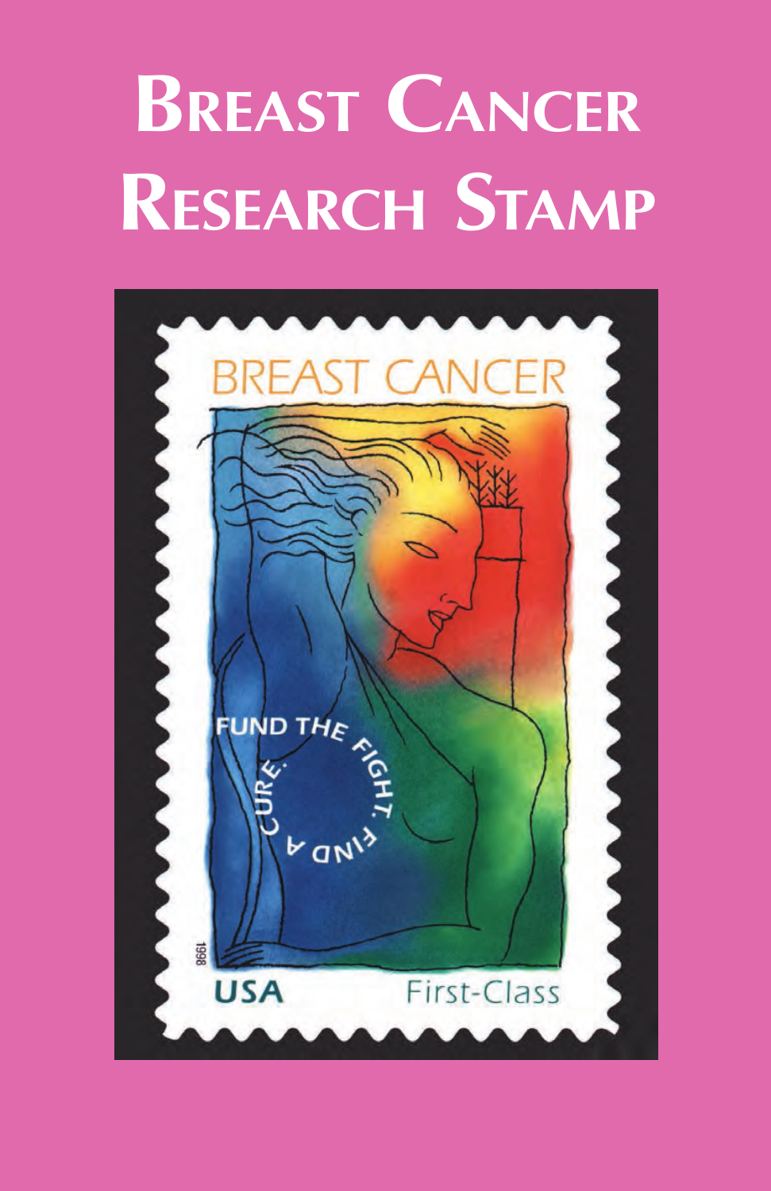# Breast Cancer Research Stamp

BREAST CANCER

FUND THE FIGHT. FIND A CURE.

1998

USA

First-Class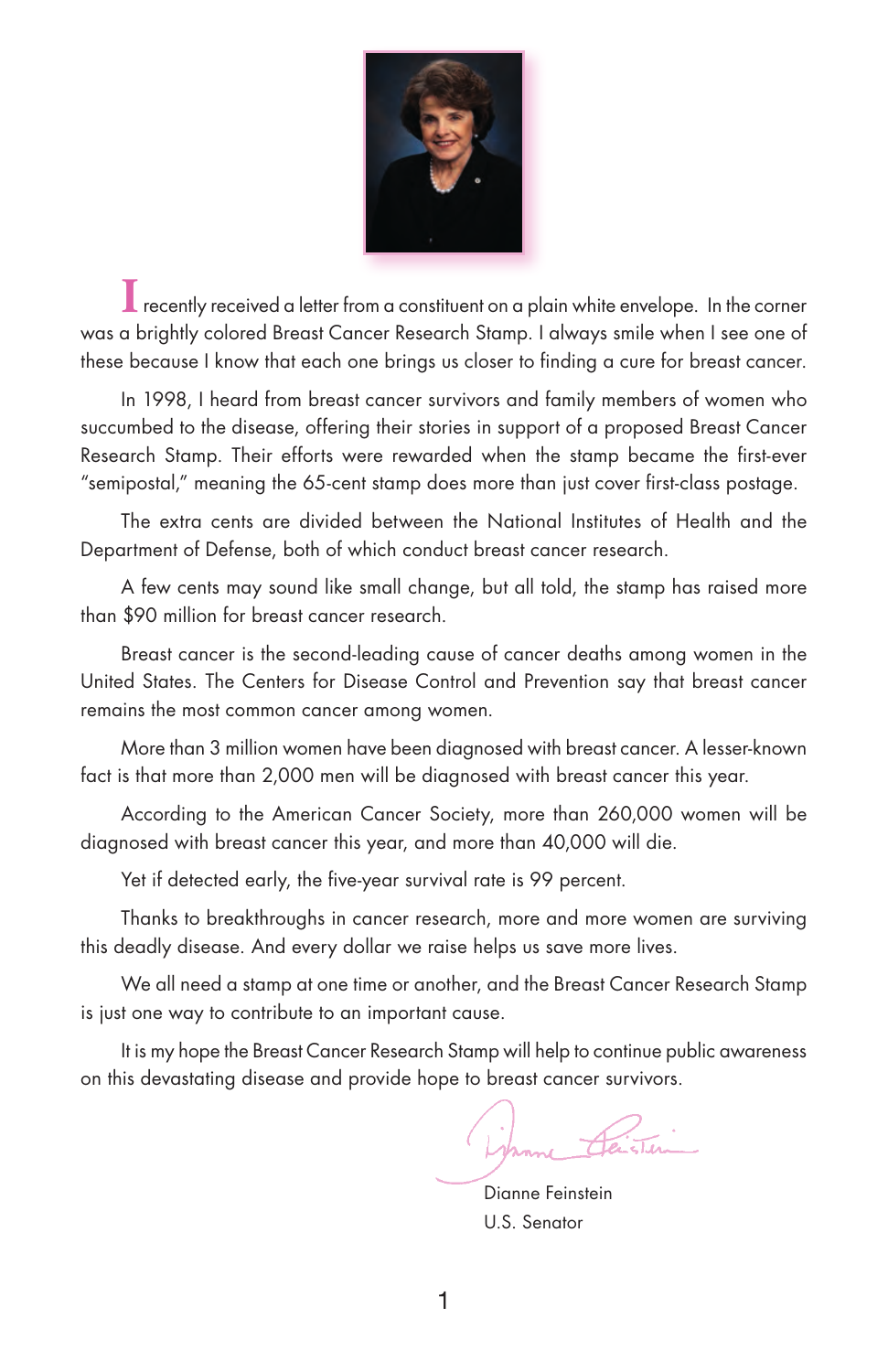I recently received a letter from a constituent on a plain white envelope. In the corner was a brightly colored Breast Cancer Research Stamp. I always smile when I see one of these because I know that each one brings us closer to finding a cure for breast cancer.

In 1998, I heard from breast cancer survivors and family members of women who succumbed to the disease, offering their stories in support of a proposed Breast Cancer Research Stamp. Their efforts were rewarded when the stamp became the first-ever "semipostal," meaning the 65-cent stamp does more than just cover first-class postage.

The extra cents are divided between the National Institutes of Health and the Department of Defense, both of which conduct breast cancer research.

A few cents may sound like small change, but all told, the stamp has raised more than $90 million for breast cancer research.

Breast cancer is the second-leading cause of cancer deaths among women in the United States. The Centers for Disease Control and Prevention say that breast cancer remains the most common cancer among women.

More than 3 million women have been diagnosed with breast cancer. A lesser-known fact is that more than 2,000 men will be diagnosed with breast cancer this year.

According to the American Cancer Society, more than 260,000 women will be diagnosed with breast cancer this year, and more than 40,000 will die.

Yet if detected early, the five-year survival rate is 99 percent.

Thanks to breakthroughs in cancer research, more and more women are surviving this deadly disease. And every dollar we raise helps us save more lives.

We all need a stamp at one time or another, and the Breast Cancer Research Stamp is just one way to contribute to an important cause.

It is my hope the Breast Cancer Research Stamp will help to continue public awareness on this devastating disease and provide hope to breast cancer survivors.

Dianne Feinstein
U.S. Senator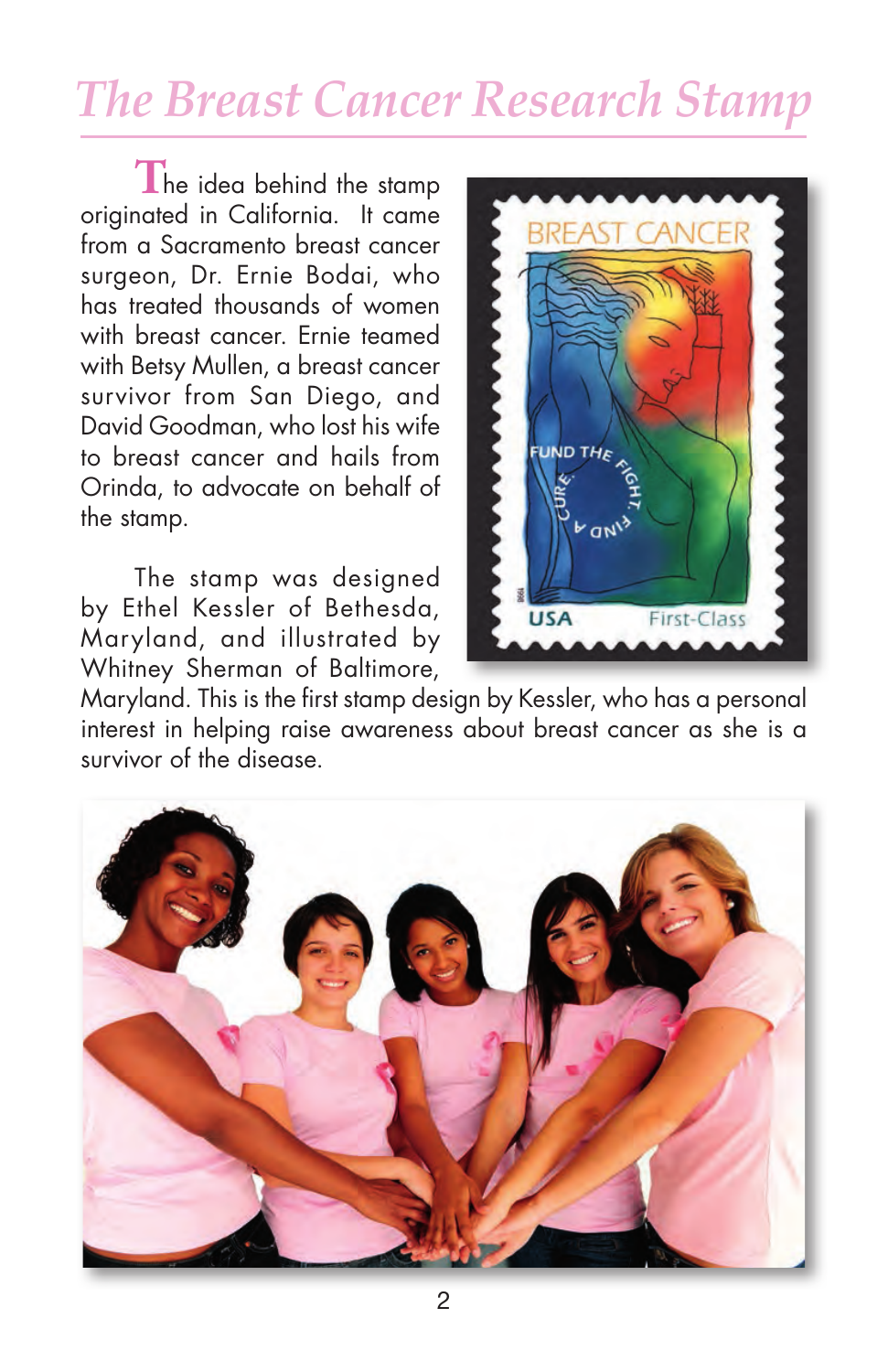# The Breast Cancer Research Stamp

The idea behind the stamp originated in California. It came from a Sacramento breast cancer surgeon, Dr. Ernie Bodai, who has treated thousands of women with breast cancer. Ernie teamed with Betsy Mullen, a breast cancer survivor from San Diego, and David Goodman, who lost his wife to breast cancer and hails from Orinda, to advocate on behalf of the stamp.

The stamp was designed by Ethel Kessler of Bethesda, Maryland, and illustrated by Whitney Sherman of Baltimore, Maryland. This is the first stamp design by Kessler, who has a personal interest in helping raise awareness about breast cancer as she is a survivor of the disease.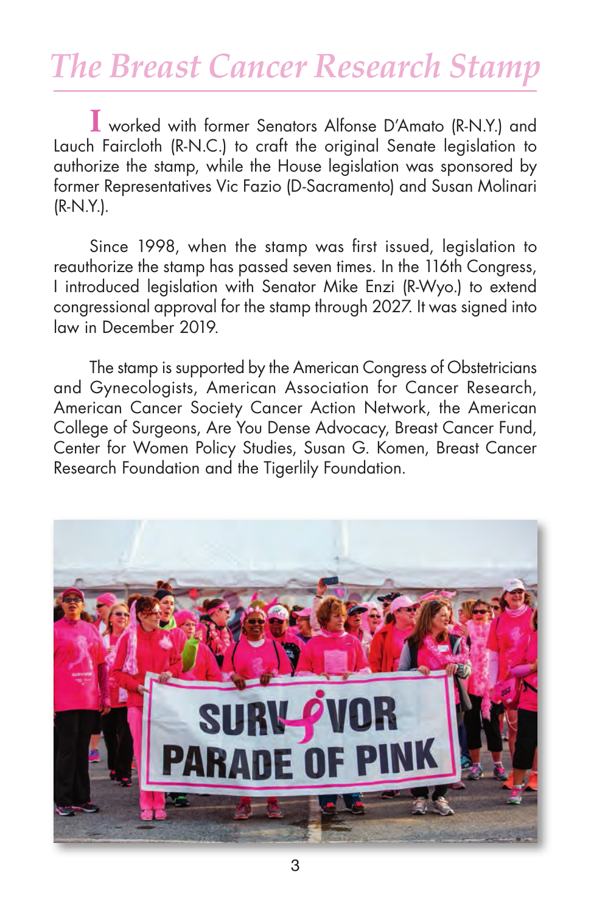# The Breast Cancer Research Stamp

I worked with former Senators Alfonse D'Amato (R-N.Y.) and Lauch Faircloth (R-N.C.) to craft the original Senate legislation to authorize the stamp, while the House legislation was sponsored by former Representatives Vic Fazio (D-Sacramento) and Susan Molinari (R-N.Y.).

Since 1998, when the stamp was first issued, legislation to reauthorize the stamp has passed seven times. In the 116th Congress, I introduced legislation with Senator Mike Enzi (R-Wyo.) to extend congressional approval for the stamp through 2027. It was signed into law in December 2019.

The stamp is supported by the American Congress of Obstetricians and Gynecologists, American Association for Cancer Research, American Cancer Society Cancer Action Network, the American College of Surgeons, Are You Dense Advocacy, Breast Cancer Fund, Center for Women Policy Studies, Susan G. Komen, Breast Cancer Research Foundation and the Tigerlily Foundation.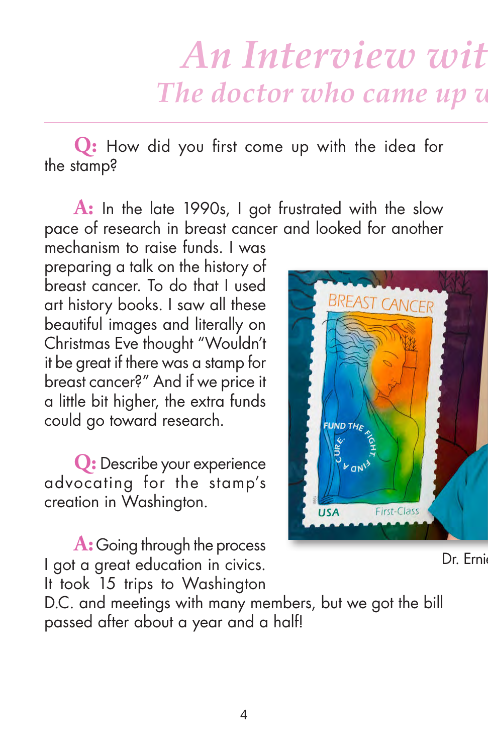# An Interview wit

## The doctor who came up w

**Q:** How did you first come up with the idea for the stamp?

**A:** In the late 1990s, I got frustrated with the slow pace of research in breast cancer and looked for another mechanism to raise funds. I was preparing a talk on the history of breast cancer. To do that I used art history books. I saw all these beautiful images and literally on Christmas Eve thought "Wouldn't it be great if there was a stamp for breast cancer?" And if we price it a little bit higher, the extra funds could go toward research.

**Q:** Describe your experience advocating for the stamp's creation in Washington.

**A:** Going through the process I got a great education in civics. It took 15 trips to Washington D.C. and meetings with many members, but we got the bill passed after about a year and a half!

Dr. Ernie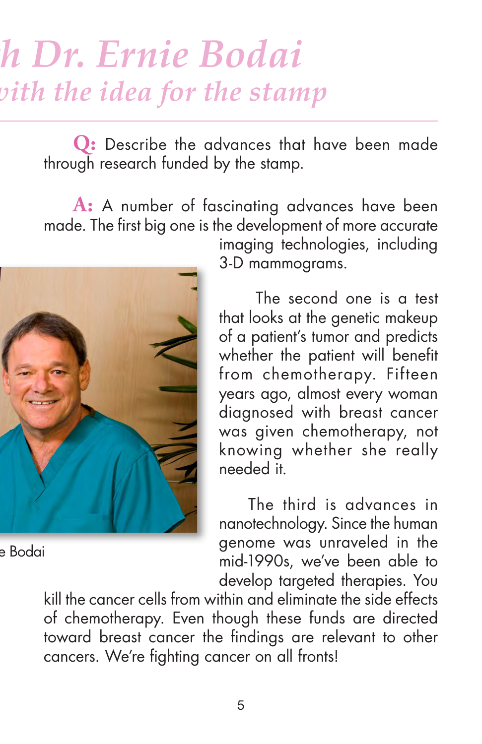# h Dr. Ernie Bodai

## vith the idea for the stamp

**Q:** Describe the advances that have been made through research funded by the stamp.

**A:** A number of fascinating advances have been made. The first big one is the development of more accurate imaging technologies, including 3-D mammograms.

The second one is a test that looks at the genetic makeup of a patient's tumor and predicts whether the patient will benefit from chemotherapy. Fifteen years ago, almost every woman diagnosed with breast cancer was given chemotherapy, not knowing whether she really needed it.

The third is advances in nanotechnology. Since the human genome was unraveled in the mid-1990s, we've been able to develop targeted therapies. You kill the cancer cells from within and eliminate the side effects of chemotherapy. Even though these funds are directed toward breast cancer the findings are relevant to other cancers. We're fighting cancer on all fronts!

e Bodai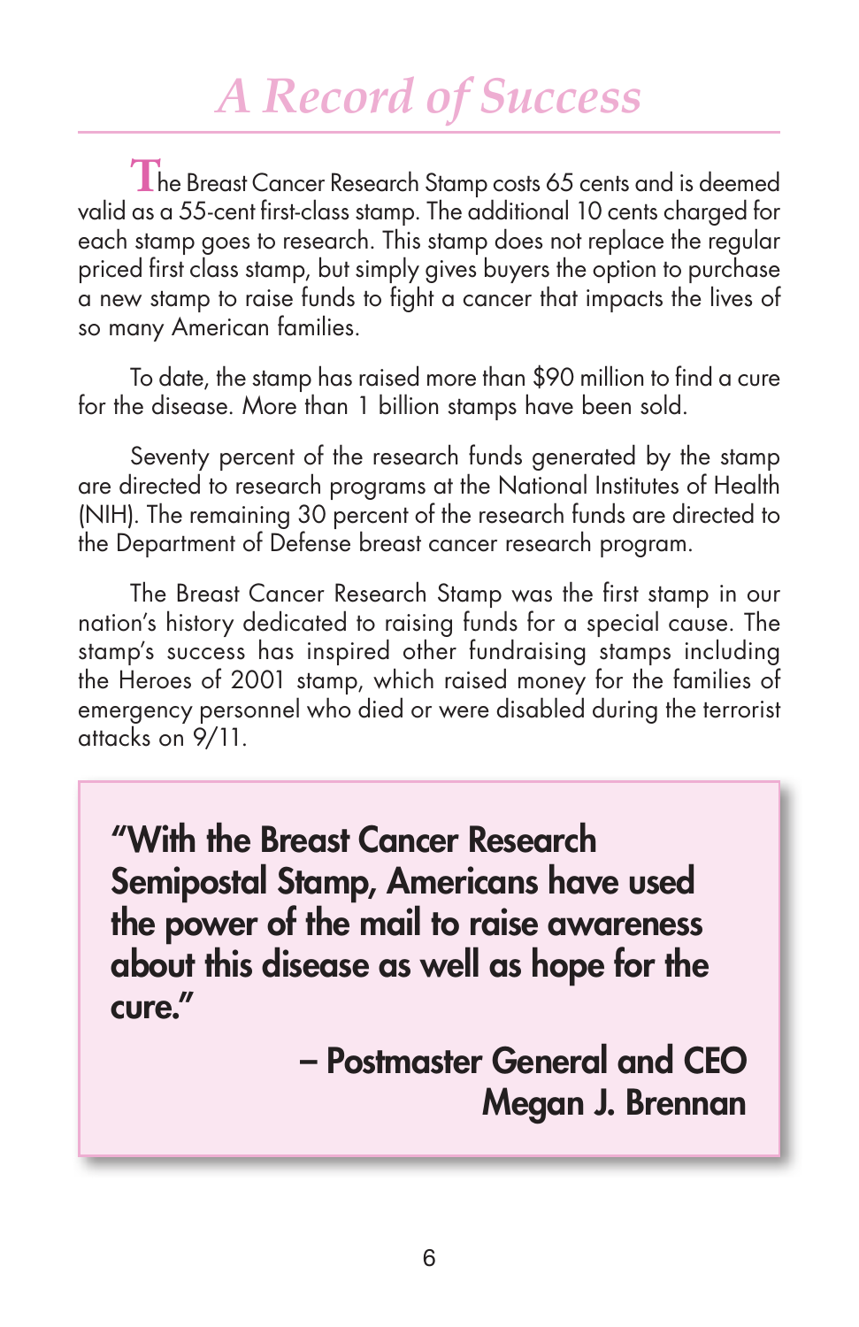# A Record of Success

The Breast Cancer Research Stamp costs 65 cents and is deemed valid as a 55-cent first-class stamp. The additional 10 cents charged for each stamp goes to research. This stamp does not replace the regular priced first class stamp, but simply gives buyers the option to purchase a new stamp to raise funds to fight a cancer that impacts the lives of so many American families.

To date, the stamp has raised more than $90 million to find a cure for the disease. More than 1 billion stamps have been sold.

Seventy percent of the research funds generated by the stamp are directed to research programs at the National Institutes of Health (NIH). The remaining 30 percent of the research funds are directed to the Department of Defense breast cancer research program.

The Breast Cancer Research Stamp was the first stamp in our nation's history dedicated to raising funds for a special cause. The stamp's success has inspired other fundraising stamps including the Heroes of 2001 stamp, which raised money for the families of emergency personnel who died or were disabled during the terrorist attacks on 9/11.

> **"With the Breast Cancer Research Semipostal Stamp, Americans have used the power of the mail to raise awareness about this disease as well as hope for the cure."**
>
> **– Postmaster General and CEO Megan J. Brennan**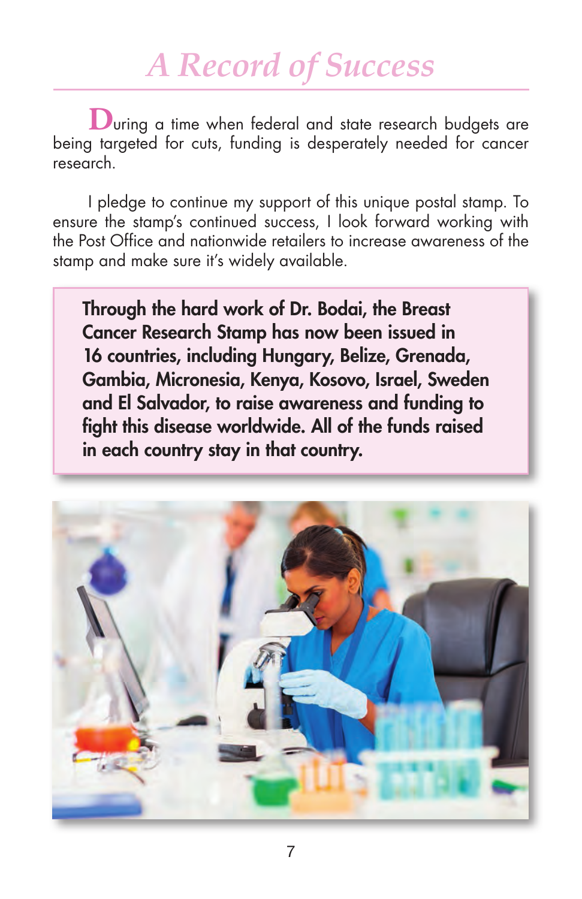# A Record of Success

During a time when federal and state research budgets are being targeted for cuts, funding is desperately needed for cancer research.

I pledge to continue my support of this unique postal stamp. To ensure the stamp's continued success, I look forward working with the Post Office and nationwide retailers to increase awareness of the stamp and make sure it's widely available.

**Through the hard work of Dr. Bodai, the Breast Cancer Research Stamp has now been issued in 16 countries, including Hungary, Belize, Grenada, Gambia, Micronesia, Kenya, Kosovo, Israel, Sweden and El Salvador, to raise awareness and funding to fight this disease worldwide. All of the funds raised in each country stay in that country.**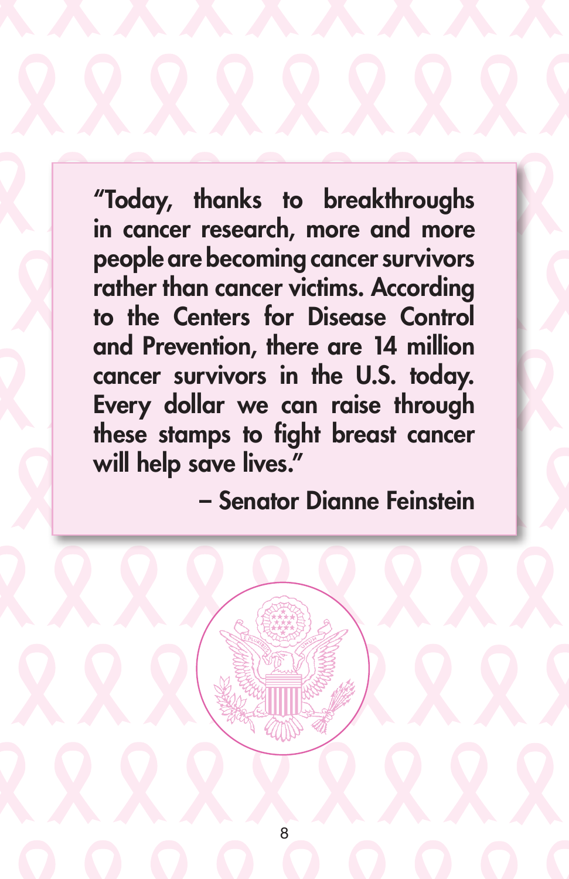"Today, thanks to breakthroughs in cancer research, more and more people are becoming cancer survivors rather than cancer victims. According to the Centers for Disease Control and Prevention, there are 14 million cancer survivors in the U.S. today. Every dollar we can raise through these stamps to fight breast cancer will help save lives."

– Senator Dianne Feinstein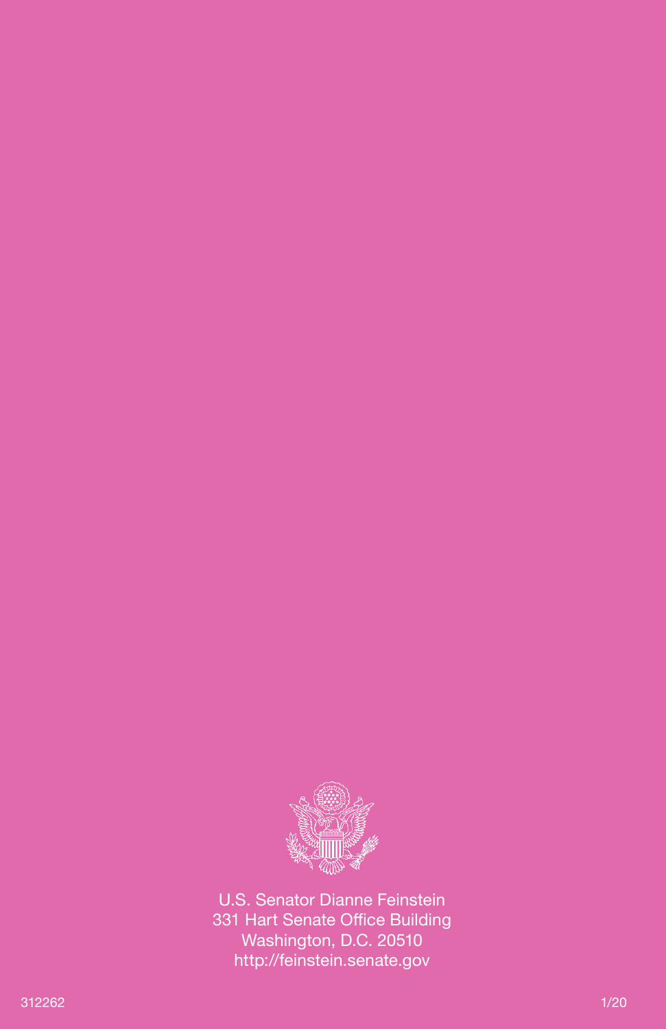U.S. Senator Dianne Feinstein
331 Hart Senate Office Building
Washington, D.C. 20510
http://feinstein.senate.gov

312262

1/20